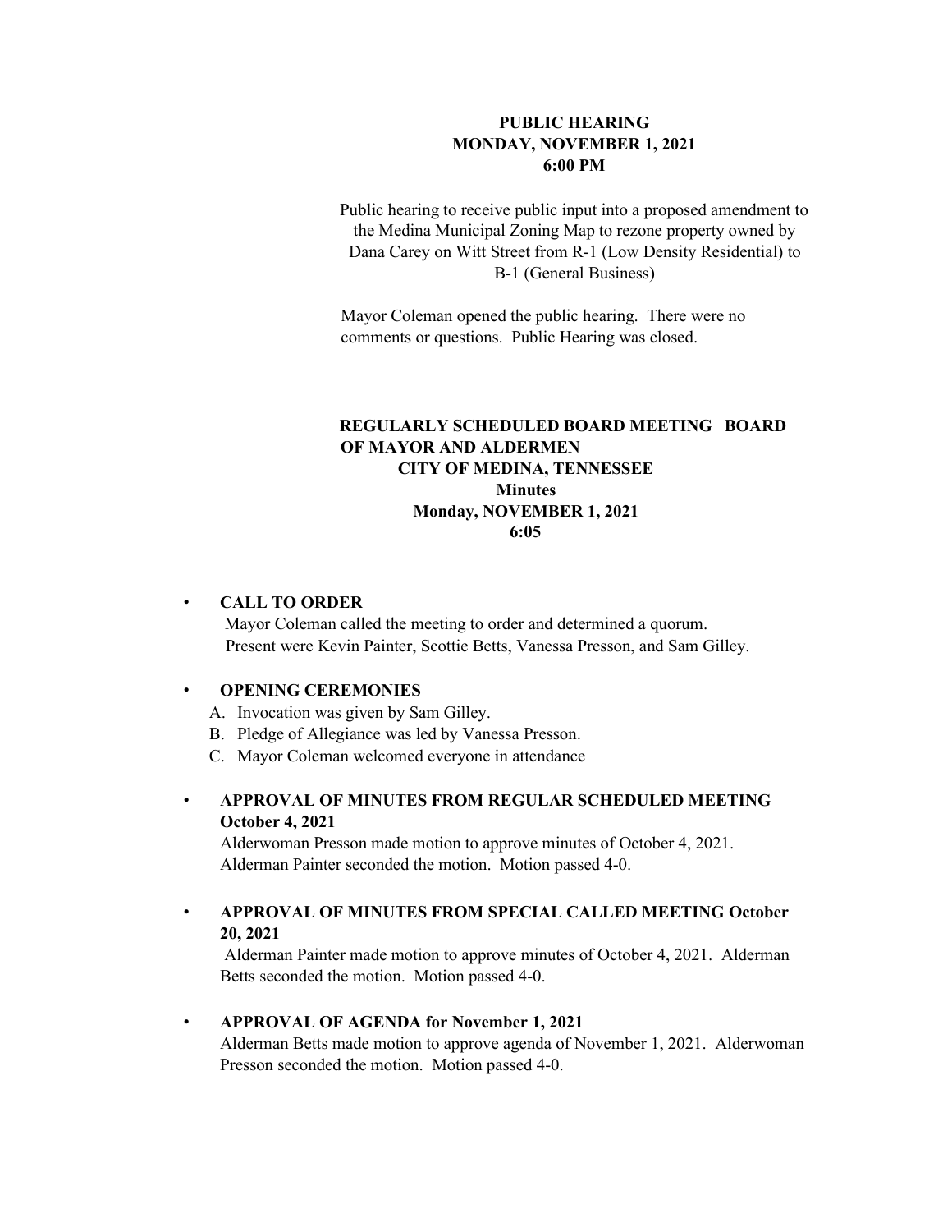## PUBLIC HEARING
## MONDAY, NOVEMBER 1, 2021
## 6:00 PM

Public hearing to receive public input into a proposed amendment to the Medina Municipal Zoning Map to rezone property owned by Dana Carey on Witt Street from R-1 (Low Density Residential) to B-1 (General Business)

Mayor Coleman opened the public hearing. There were no comments or questions. Public Hearing was closed.

## REGULARLY SCHEDULED BOARD MEETING BOARD OF MAYOR AND ALDERMEN
## CITY OF MEDINA, TENNESSEE
## Minutes
## Monday, NOVEMBER 1, 2021
## 6:05

- **CALL TO ORDER**
  Mayor Coleman called the meeting to order and determined a quorum. Present were Kevin Painter, Scottie Betts, Vanessa Presson, and Sam Gilley.

- **OPENING CEREMONIES**
  A. Invocation was given by Sam Gilley.
  B. Pledge of Allegiance was led by Vanessa Presson.
  C. Mayor Coleman welcomed everyone in attendance

- **APPROVAL OF MINUTES FROM REGULAR SCHEDULED MEETING October 4, 2021**
  Alderwoman Presson made motion to approve minutes of October 4, 2021. Alderman Painter seconded the motion. Motion passed 4-0.

- **APPROVAL OF MINUTES FROM SPECIAL CALLED MEETING October 20, 2021**
  Alderman Painter made motion to approve minutes of October 4, 2021. Alderman Betts seconded the motion. Motion passed 4-0.

- **APPROVAL OF AGENDA for November 1, 2021**
  Alderman Betts made motion to approve agenda of November 1, 2021. Alderwoman Presson seconded the motion. Motion passed 4-0.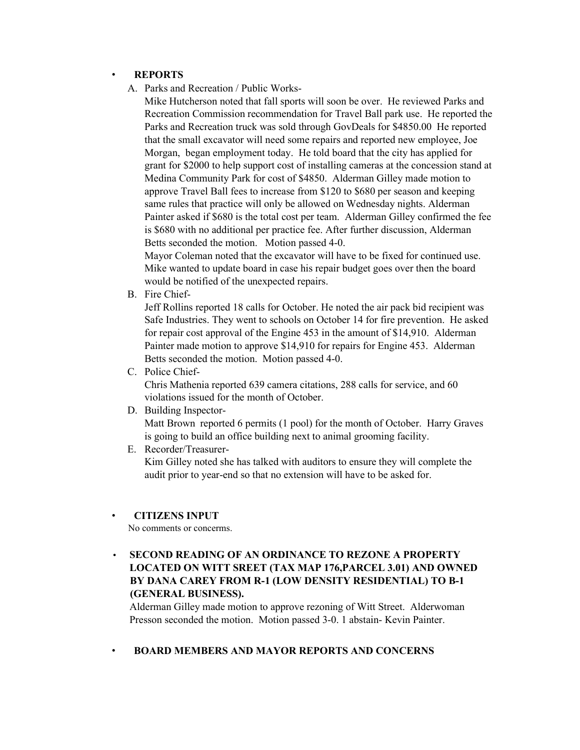- **REPORTS**

  A. Parks and Recreation / Public Works-

  Mike Hutcherson noted that fall sports will soon be over. He reviewed Parks and Recreation Commission recommendation for Travel Ball park use. He reported the Parks and Recreation truck was sold through GovDeals for $4850.00 He reported that the small excavator will need some repairs and reported new employee, Joe Morgan, began employment today. He told board that the city has applied for grant for $2000 to help support cost of installing cameras at the concession stand at Medina Community Park for cost of $4850. Alderman Gilley made motion to approve Travel Ball fees to increase from $120 to $680 per season and keeping same rules that practice will only be allowed on Wednesday nights. Alderman Painter asked if $680 is the total cost per team. Alderman Gilley confirmed the fee is $680 with no additional per practice fee. After further discussion, Alderman Betts seconded the motion. Motion passed 4-0.

  Mayor Coleman noted that the excavator will have to be fixed for continued use. Mike wanted to update board in case his repair budget goes over then the board would be notified of the unexpected repairs.

  B. Fire Chief-

  Jeff Rollins reported 18 calls for October. He noted the air pack bid recipient was Safe Industries. They went to schools on October 14 for fire prevention. He asked for repair cost approval of the Engine 453 in the amount of $14,910. Alderman Painter made motion to approve $14,910 for repairs for Engine 453. Alderman Betts seconded the motion. Motion passed 4-0.

  C. Police Chief-

  Chris Mathenia reported 639 camera citations, 288 calls for service, and 60 violations issued for the month of October.

  D. Building Inspector-

  Matt Brown reported 6 permits (1 pool) for the month of October. Harry Graves is going to build an office building next to animal grooming facility.

  E. Recorder/Treasurer-

  Kim Gilley noted she has talked with auditors to ensure they will complete the audit prior to year-end so that no extension will have to be asked for.

- **CITIZENS INPUT**

  No comments or concerns.

- **SECOND READING OF AN ORDINANCE TO REZONE A PROPERTY LOCATED ON WITT SREET (TAX MAP 176,PARCEL 3.01) AND OWNED BY DANA CAREY FROM R-1 (LOW DENSITY RESIDENTIAL) TO B-1 (GENERAL BUSINESS).**

  Alderman Gilley made motion to approve rezoning of Witt Street. Alderwoman Presson seconded the motion. Motion passed 3-0. 1 abstain- Kevin Painter.

- **BOARD MEMBERS AND MAYOR REPORTS AND CONCERNS**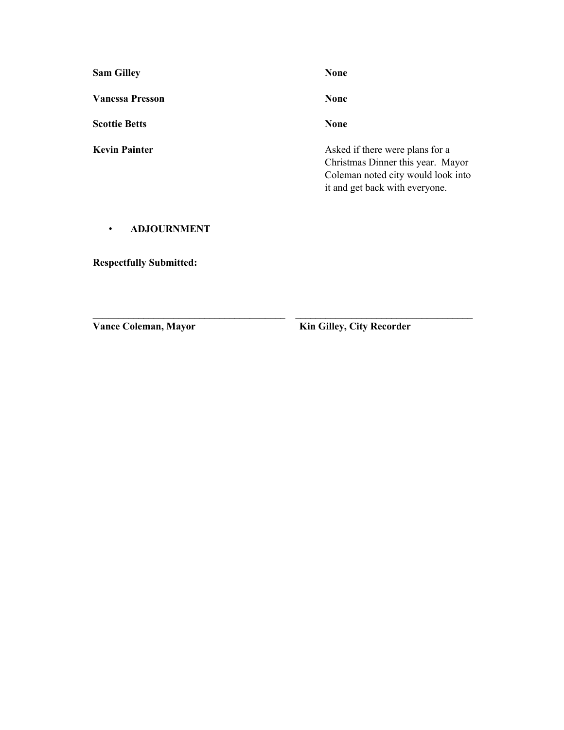| | |
|---|---|
| **Sam Gilley** | **None** |
| **Vanessa Presson** | **None** |
| **Scottie Betts** | **None** |
| **Kevin Painter** | Asked if there were plans for a Christmas Dinner this year. Mayor Coleman noted city would look into it and get back with everyone. |

- **ADJOURNMENT**

**Respectfully Submitted:**

| | |
|---|---|
| ______________________________________ | ___________________________________ |
| **Vance Coleman, Mayor** | **Kin Gilley, City Recorder** |